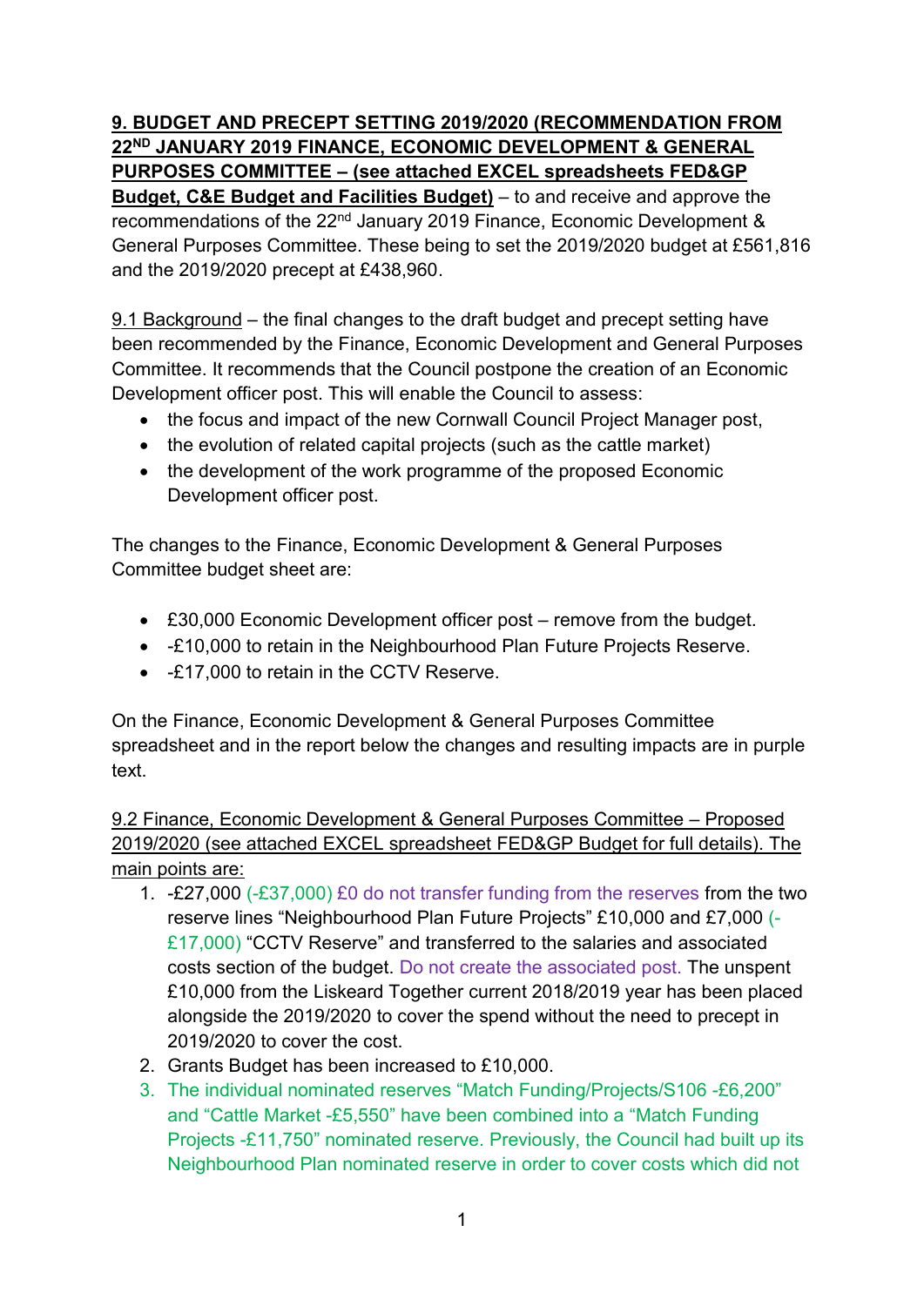**9. BUDGET AND PRECEPT SETTING 2019/2020 (RECOMMENDATION FROM 22ND JANUARY 2019 FINANCE, ECONOMIC DEVELOPMENT & GENERAL PURPOSES COMMITTEE – (see attached EXCEL spreadsheets FED&GP Budget, C&E Budget and Facilities Budget)** – to and receive and approve the recommendations of the 22nd January 2019 Finance, Economic Development & General Purposes Committee. These being to set the 2019/2020 budget at £561,816 and the 2019/2020 precept at £438,960.

9.1 Background – the final changes to the draft budget and precept setting have been recommended by the Finance, Economic Development and General Purposes Committee. It recommends that the Council postpone the creation of an Economic Development officer post. This will enable the Council to assess:

- the focus and impact of the new Cornwall Council Project Manager post,
- the evolution of related capital projects (such as the cattle market)
- the development of the work programme of the proposed Economic Development officer post.

The changes to the Finance, Economic Development & General Purposes Committee budget sheet are:

- £30,000 Economic Development officer post – remove from the budget.
- -£10,000 to retain in the Neighbourhood Plan Future Projects Reserve.
- -£17,000 to retain in the CCTV Reserve.

On the Finance, Economic Development & General Purposes Committee spreadsheet and in the report below the changes and resulting impacts are in purple text.

9.2 Finance, Economic Development & General Purposes Committee – Proposed 2019/2020 (see attached EXCEL spreadsheet FED&GP Budget for full details). The main points are:

1. -£27,000 (-£37,000) £0 do not transfer funding from the reserves from the two reserve lines "Neighbourhood Plan Future Projects" £10,000 and £7,000 (-£17,000) "CCTV Reserve" and transferred to the salaries and associated costs section of the budget. Do not create the associated post. The unspent £10,000 from the Liskeard Together current 2018/2019 year has been placed alongside the 2019/2020 to cover the spend without the need to precept in 2019/2020 to cover the cost.
2. Grants Budget has been increased to £10,000.
3. The individual nominated reserves "Match Funding/Projects/S106 -£6,200" and "Cattle Market -£5,550" have been combined into a "Match Funding Projects -£11,750" nominated reserve. Previously, the Council had built up its Neighbourhood Plan nominated reserve in order to cover costs which did not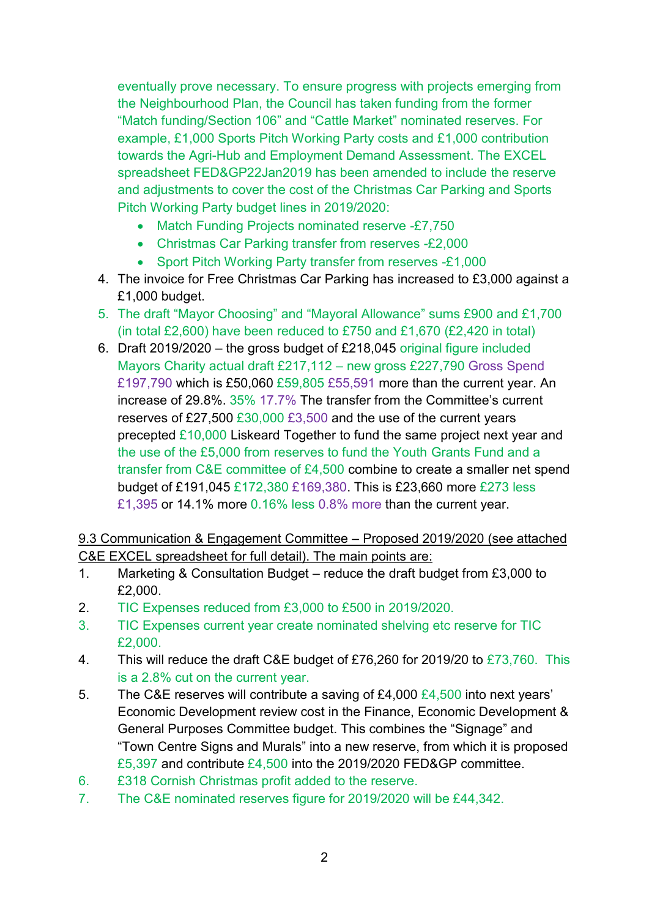eventually prove necessary. To ensure progress with projects emerging from the Neighbourhood Plan, the Council has taken funding from the former "Match funding/Section 106" and "Cattle Market" nominated reserves. For example, £1,000 Sports Pitch Working Party costs and £1,000 contribution towards the Agri-Hub and Employment Demand Assessment. The EXCEL spreadsheet FED&GP22Jan2019 has been amended to include the reserve and adjustments to cover the cost of the Christmas Car Parking and Sports Pitch Working Party budget lines in 2019/2020:

- Match Funding Projects nominated reserve -£7,750
- Christmas Car Parking transfer from reserves -£2,000
- Sport Pitch Working Party transfer from reserves -£1,000

4. The invoice for Free Christmas Car Parking has increased to £3,000 against a £1,000 budget.
5. The draft "Mayor Choosing" and "Mayoral Allowance" sums £900 and £1,700 (in total £2,600) have been reduced to £750 and £1,670 (£2,420 in total)
6. Draft 2019/2020 – the gross budget of £218,045 original figure included Mayors Charity actual draft £217,112 – new gross £227,790 Gross Spend £197,790 which is £50,060 £59,805 £55,591 more than the current year. An increase of 29.8%. 35% 17.7% The transfer from the Committee's current reserves of £27,500 £30,000 £3,500 and the use of the current years precepted £10,000 Liskeard Together to fund the same project next year and the use of the £5,000 from reserves to fund the Youth Grants Fund and a transfer from C&E committee of £4,500 combine to create a smaller net spend budget of £191,045 £172,380 £169,380. This is £23,660 more £273 less £1,395 or 14.1% more 0.16% less 0.8% more than the current year.

9.3 Communication & Engagement Committee – Proposed 2019/2020 (see attached C&E EXCEL spreadsheet for full detail). The main points are:

1. Marketing & Consultation Budget – reduce the draft budget from £3,000 to £2,000.
2. TIC Expenses reduced from £3,000 to £500 in 2019/2020.
3. TIC Expenses current year create nominated shelving etc reserve for TIC £2,000.
4. This will reduce the draft C&E budget of £76,260 for 2019/20 to £73,760. This is a 2.8% cut on the current year.
5. The C&E reserves will contribute a saving of £4,000 £4,500 into next years' Economic Development review cost in the Finance, Economic Development & General Purposes Committee budget. This combines the "Signage" and "Town Centre Signs and Murals" into a new reserve, from which it is proposed £5,397 and contribute £4,500 into the 2019/2020 FED&GP committee.
6. £318 Cornish Christmas profit added to the reserve.
7. The C&E nominated reserves figure for 2019/2020 will be £44,342.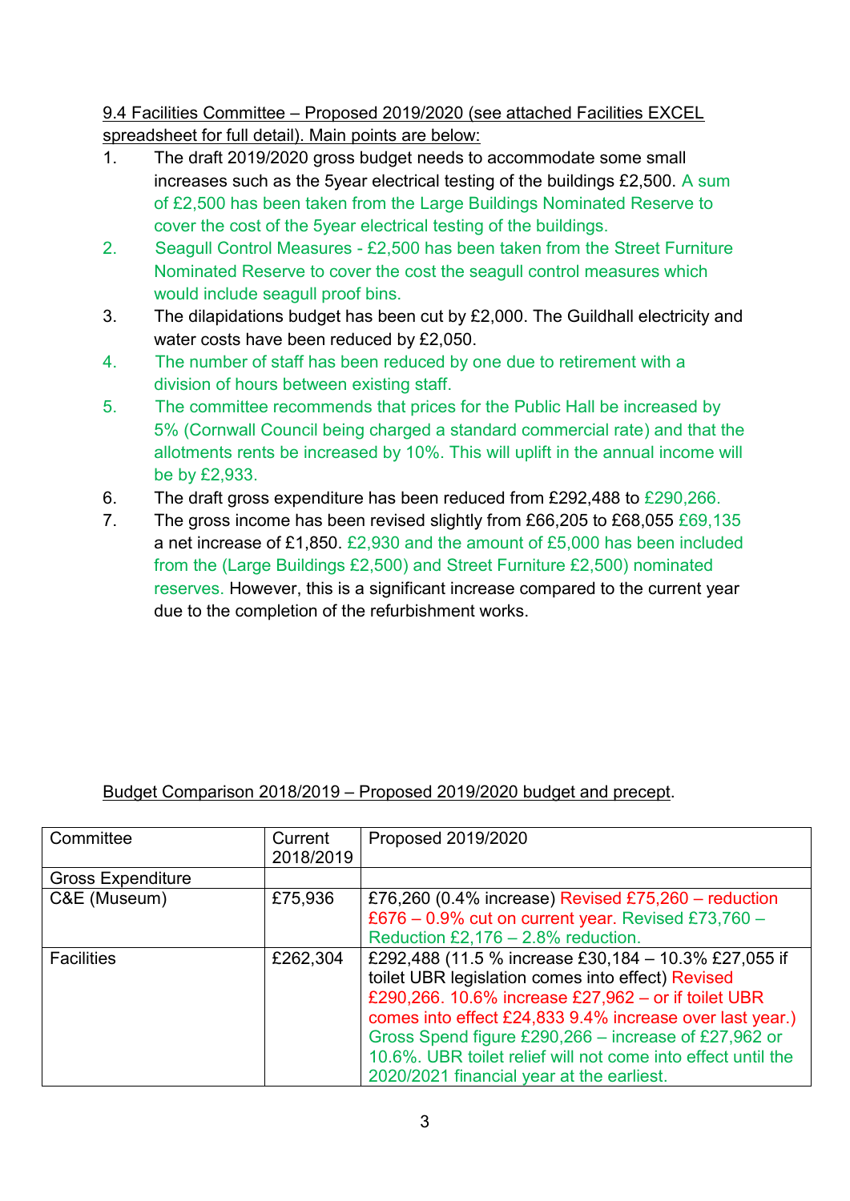9.4 Facilities Committee – Proposed 2019/2020 (see attached Facilities EXCEL spreadsheet for full detail). Main points are below:

1. The draft 2019/2020 gross budget needs to accommodate some small increases such as the 5year electrical testing of the buildings £2,500. A sum of £2,500 has been taken from the Large Buildings Nominated Reserve to cover the cost of the 5year electrical testing of the buildings.
2. Seagull Control Measures - £2,500 has been taken from the Street Furniture Nominated Reserve to cover the cost the seagull control measures which would include seagull proof bins.
3. The dilapidations budget has been cut by £2,000. The Guildhall electricity and water costs have been reduced by £2,050.
4. The number of staff has been reduced by one due to retirement with a division of hours between existing staff.
5. The committee recommends that prices for the Public Hall be increased by 5% (Cornwall Council being charged a standard commercial rate) and that the allotments rents be increased by 10%. This will uplift in the annual income will be by £2,933.
6. The draft gross expenditure has been reduced from £292,488 to £290,266.
7. The gross income has been revised slightly from £66,205 to £68,055 £69,135 a net increase of £1,850. £2,930 and the amount of £5,000 has been included from the (Large Buildings £2,500) and Street Furniture £2,500) nominated reserves. However, this is a significant increase compared to the current year due to the completion of the refurbishment works.

Budget Comparison 2018/2019 – Proposed 2019/2020 budget and precept.

| Committee | Current 2018/2019 | Proposed 2019/2020 |
|---|---|---|
| Gross Expenditure | | |
| C&E (Museum) | £75,936 | £76,260 (0.4% increase) Revised £75,260 – reduction £676 – 0.9% cut on current year. Revised £73,760 – Reduction £2,176 – 2.8% reduction. |
| Facilities | £262,304 | £292,488 (11.5 % increase £30,184 – 10.3% £27,055 if toilet UBR legislation comes into effect) Revised £290,266. 10.6% increase £27,962 – or if toilet UBR comes into effect £24,833 9.4% increase over last year.) Gross Spend figure £290,266 – increase of £27,962 or 10.6%. UBR toilet relief will not come into effect until the 2020/2021 financial year at the earliest. |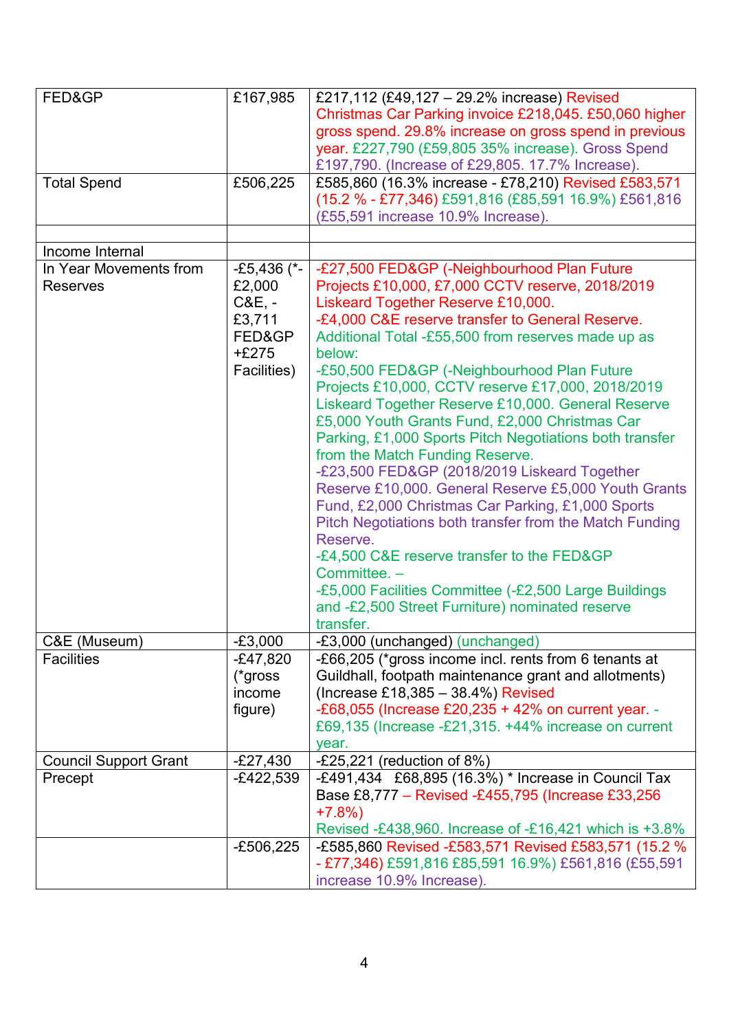| | | |
|---|---|---|
| FED&GP | £167,985 | £217,112 (£49,127 – 29.2% increase) Revised Christmas Car Parking invoice £218,045. £50,060 higher gross spend. 29.8% increase on gross spend in previous year. £227,790 (£59,805 35% increase). Gross Spend £197,790. (Increase of £29,805. 17.7% Increase). |
| Total Spend | £506,225 | £585,860 (16.3% increase - £78,210) Revised £583,571 (15.2 % - £77,346) £591,816 (£85,591 16.9%) £561,816 (£55,591 increase 10.9% Increase). |
| | | |
| Income Internal | | |
| In Year Movements from Reserves | -£5,436 (*-£2,000 C&E, -£3,711 FED&GP +£275 Facilities) | -£27,500 FED&GP (-Neighbourhood Plan Future Projects £10,000, £7,000 CCTV reserve, 2018/2019 Liskeard Together Reserve £10,000.<br>-£4,000 C&E reserve transfer to General Reserve.<br>Additional Total -£55,500 from reserves made up as below:<br>-£50,500 FED&GP (-Neighbourhood Plan Future Projects £10,000, CCTV reserve £17,000, 2018/2019 Liskeard Together Reserve £10,000. General Reserve £5,000 Youth Grants Fund, £2,000 Christmas Car Parking, £1,000 Sports Pitch Negotiations both transfer from the Match Funding Reserve.<br>-£23,500 FED&GP (2018/2019 Liskeard Together Reserve £10,000. General Reserve £5,000 Youth Grants Fund, £2,000 Christmas Car Parking, £1,000 Sports Pitch Negotiations both transfer from the Match Funding Reserve.<br>-£4,500 C&E reserve transfer to the FED&GP Committee. –<br>-£5,000 Facilities Committee (-£2,500 Large Buildings and -£2,500 Street Furniture) nominated reserve transfer. |
| C&E (Museum) | -£3,000 | -£3,000 (unchanged) (unchanged) |
| Facilities | -£47,820 (*gross income figure) | -£66,205 (*gross income incl. rents from 6 tenants at Guildhall, footpath maintenance grant and allotments) (Increase £18,385 – 38.4%) Revised<br>-£68,055 (Increase £20,235 + 42% on current year. -£69,135 (Increase -£21,315. +44% increase on current year. |
| Council Support Grant | -£27,430 | -£25,221 (reduction of 8%) |
| Precept | -£422,539 | -£491,434 £68,895 (16.3%) * Increase in Council Tax Base £8,777 – Revised -£455,795 (Increase £33,256 +7.8%)<br>Revised -£438,960. Increase of -£16,421 which is +3.8% |
| | -£506,225 | -£585,860 Revised -£583,571 Revised £583,571 (15.2 % - £77,346) £591,816 £85,591 16.9%) £561,816 (£55,591 increase 10.9% Increase). |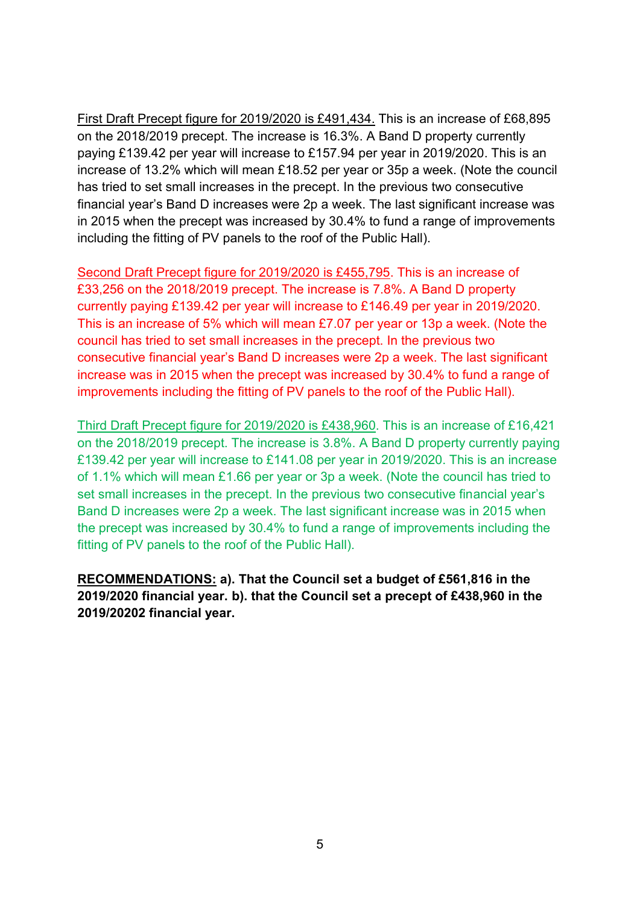<u>First Draft Precept figure for 2019/2020 is £491,434.</u> This is an increase of £68,895 on the 2018/2019 precept. The increase is 16.3%. A Band D property currently paying £139.42 per year will increase to £157.94 per year in 2019/2020. This is an increase of 13.2% which will mean £18.52 per year or 35p a week. (Note the council has tried to set small increases in the precept. In the previous two consecutive financial year's Band D increases were 2p a week. The last significant increase was in 2015 when the precept was increased by 30.4% to fund a range of improvements including the fitting of PV panels to the roof of the Public Hall).

<u>Second Draft Precept figure for 2019/2020 is £455,795</u>. This is an increase of £33,256 on the 2018/2019 precept. The increase is 7.8%. A Band D property currently paying £139.42 per year will increase to £146.49 per year in 2019/2020. This is an increase of 5% which will mean £7.07 per year or 13p a week. (Note the council has tried to set small increases in the precept. In the previous two consecutive financial year's Band D increases were 2p a week. The last significant increase was in 2015 when the precept was increased by 30.4% to fund a range of improvements including the fitting of PV panels to the roof of the Public Hall).

<u>Third Draft Precept figure for 2019/2020 is £438,960</u>. This is an increase of £16,421 on the 2018/2019 precept. The increase is 3.8%. A Band D property currently paying £139.42 per year will increase to £141.08 per year in 2019/2020. This is an increase of 1.1% which will mean £1.66 per year or 3p a week. (Note the council has tried to set small increases in the precept. In the previous two consecutive financial year's Band D increases were 2p a week. The last significant increase was in 2015 when the precept was increased by 30.4% to fund a range of improvements including the fitting of PV panels to the roof of the Public Hall).

**<u>RECOMMENDATIONS:</u> a). That the Council set a budget of £561,816 in the 2019/2020 financial year. b). that the Council set a precept of £438,960 in the 2019/20202 financial year.**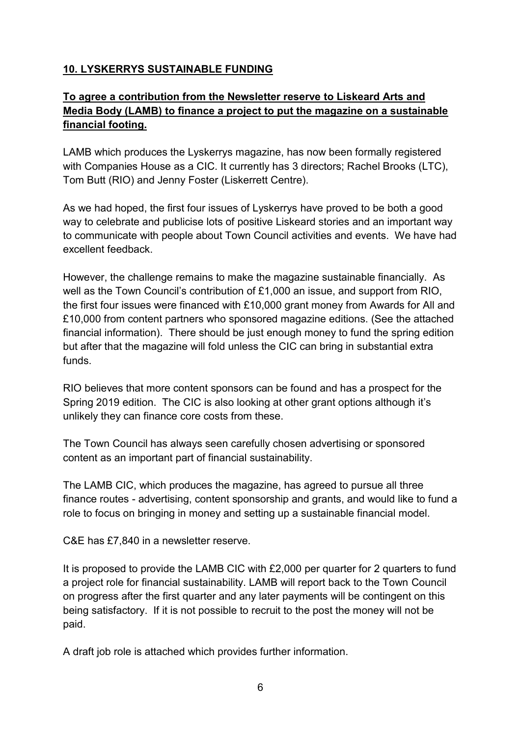## 10. LYSKERRYS SUSTAINABLE FUNDING

### To agree a contribution from the Newsletter reserve to Liskeard Arts and Media Body (LAMB) to finance a project to put the magazine on a sustainable financial footing.

LAMB which produces the Lyskerrys magazine, has now been formally registered with Companies House as a CIC. It currently has 3 directors; Rachel Brooks (LTC), Tom Butt (RIO) and Jenny Foster (Liskerrett Centre).

As we had hoped, the first four issues of Lyskerrys have proved to be both a good way to celebrate and publicise lots of positive Liskeard stories and an important way to communicate with people about Town Council activities and events. We have had excellent feedback.

However, the challenge remains to make the magazine sustainable financially. As well as the Town Council's contribution of £1,000 an issue, and support from RIO, the first four issues were financed with £10,000 grant money from Awards for All and £10,000 from content partners who sponsored magazine editions. (See the attached financial information). There should be just enough money to fund the spring edition but after that the magazine will fold unless the CIC can bring in substantial extra funds.

RIO believes that more content sponsors can be found and has a prospect for the Spring 2019 edition. The CIC is also looking at other grant options although it's unlikely they can finance core costs from these.

The Town Council has always seen carefully chosen advertising or sponsored content as an important part of financial sustainability.

The LAMB CIC, which produces the magazine, has agreed to pursue all three finance routes - advertising, content sponsorship and grants, and would like to fund a role to focus on bringing in money and setting up a sustainable financial model.

C&E has £7,840 in a newsletter reserve.

It is proposed to provide the LAMB CIC with £2,000 per quarter for 2 quarters to fund a project role for financial sustainability. LAMB will report back to the Town Council on progress after the first quarter and any later payments will be contingent on this being satisfactory. If it is not possible to recruit to the post the money will not be paid.

A draft job role is attached which provides further information.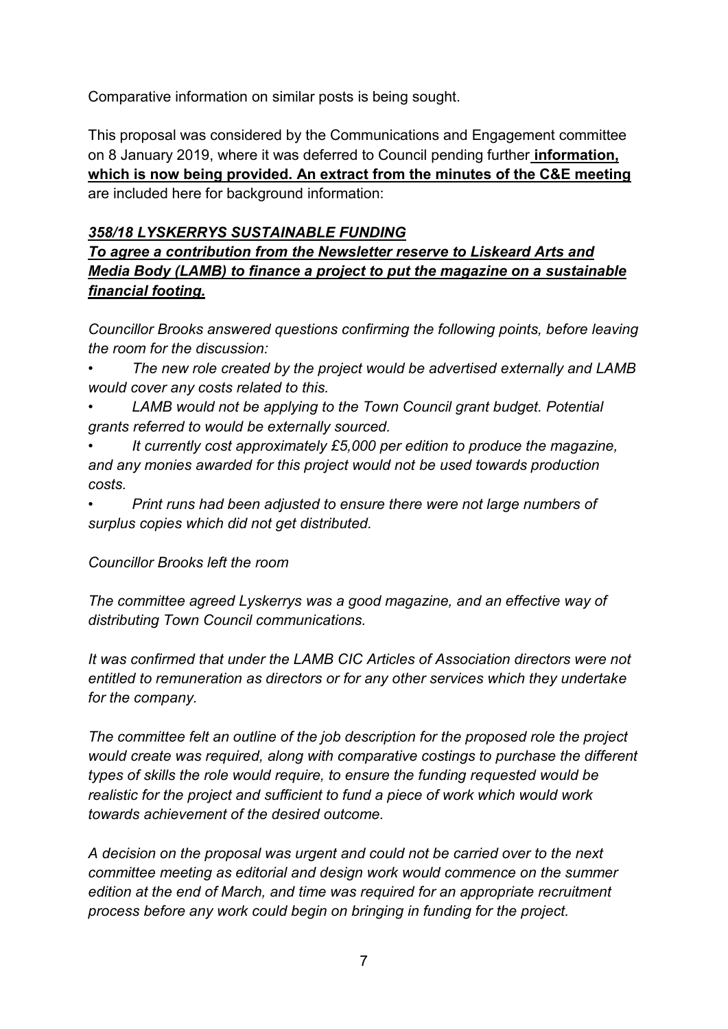Comparative information on similar posts is being sought.

This proposal was considered by the Communications and Engagement committee on 8 January 2019, where it was deferred to Council pending further **information, which is now being provided. An extract from the minutes of the C&E meeting** are included here for background information:

***358/18 LYSKERRYS SUSTAINABLE FUNDING***

***To agree a contribution from the Newsletter reserve to Liskeard Arts and Media Body (LAMB) to finance a project to put the magazine on a sustainable financial footing.***

*Councillor Brooks answered questions confirming the following points, before leaving the room for the discussion:*

- *The new role created by the project would be advertised externally and LAMB would cover any costs related to this.*
- *LAMB would not be applying to the Town Council grant budget. Potential grants referred to would be externally sourced.*
- *It currently cost approximately £5,000 per edition to produce the magazine, and any monies awarded for this project would not be used towards production costs.*
- *Print runs had been adjusted to ensure there were not large numbers of surplus copies which did not get distributed.*

*Councillor Brooks left the room*

*The committee agreed Lyskerrys was a good magazine, and an effective way of distributing Town Council communications.*

*It was confirmed that under the LAMB CIC Articles of Association directors were not entitled to remuneration as directors or for any other services which they undertake for the company.*

*The committee felt an outline of the job description for the proposed role the project would create was required, along with comparative costings to purchase the different types of skills the role would require, to ensure the funding requested would be realistic for the project and sufficient to fund a piece of work which would work towards achievement of the desired outcome.*

*A decision on the proposal was urgent and could not be carried over to the next committee meeting as editorial and design work would commence on the summer edition at the end of March, and time was required for an appropriate recruitment process before any work could begin on bringing in funding for the project.*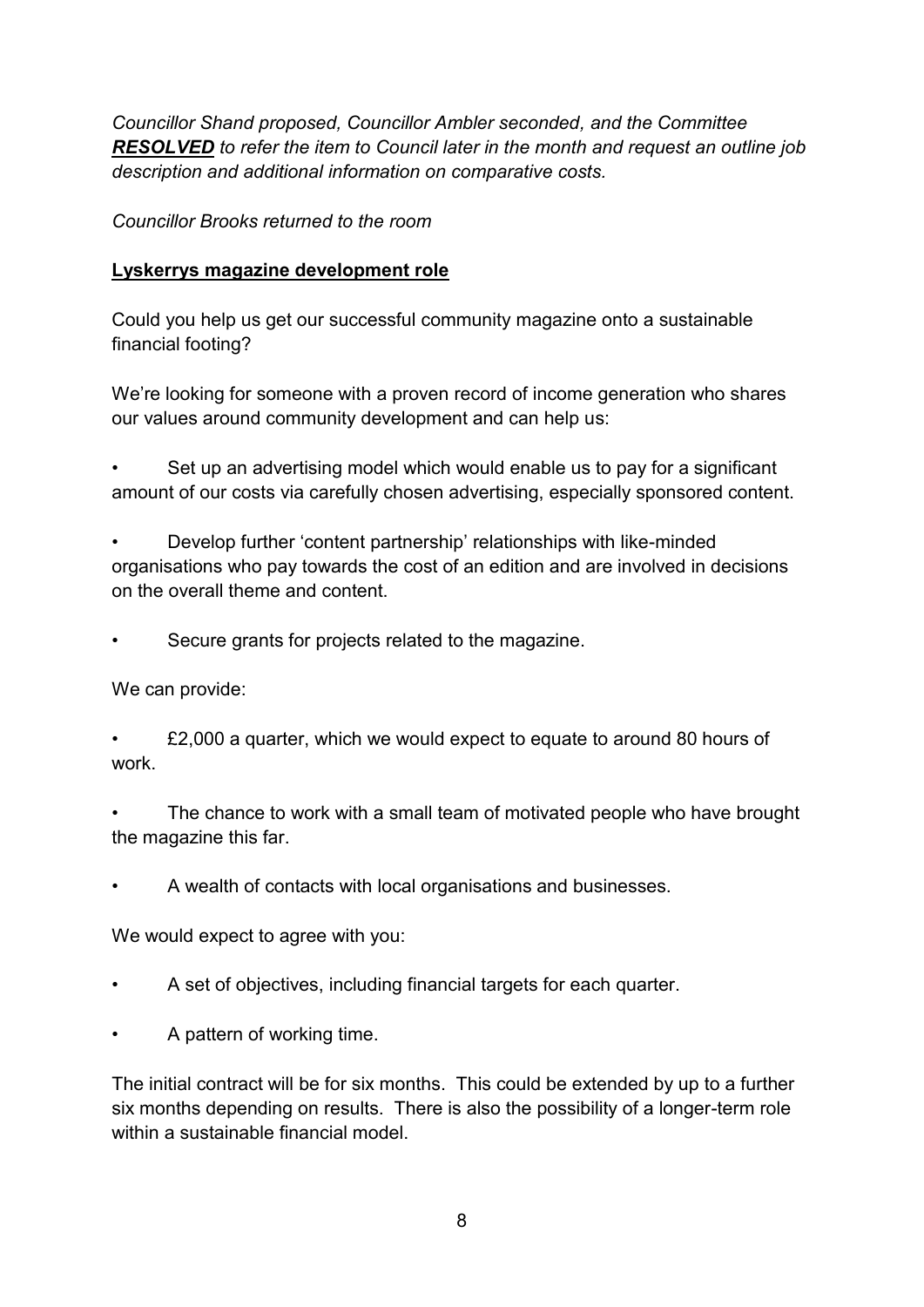*Councillor Shand proposed, Councillor Ambler seconded, and the Committee* ***RESOLVED*** *to refer the item to Council later in the month and request an outline job description and additional information on comparative costs.*

*Councillor Brooks returned to the room*

**Lyskerrys magazine development role**

Could you help us get our successful community magazine onto a sustainable financial footing?

We're looking for someone with a proven record of income generation who shares our values around community development and can help us:

- Set up an advertising model which would enable us to pay for a significant amount of our costs via carefully chosen advertising, especially sponsored content.
- Develop further 'content partnership' relationships with like-minded organisations who pay towards the cost of an edition and are involved in decisions on the overall theme and content.
- Secure grants for projects related to the magazine.

We can provide:

- £2,000 a quarter, which we would expect to equate to around 80 hours of work.
- The chance to work with a small team of motivated people who have brought the magazine this far.
- A wealth of contacts with local organisations and businesses.

We would expect to agree with you:

- A set of objectives, including financial targets for each quarter.
- A pattern of working time.

The initial contract will be for six months. This could be extended by up to a further six months depending on results. There is also the possibility of a longer-term role within a sustainable financial model.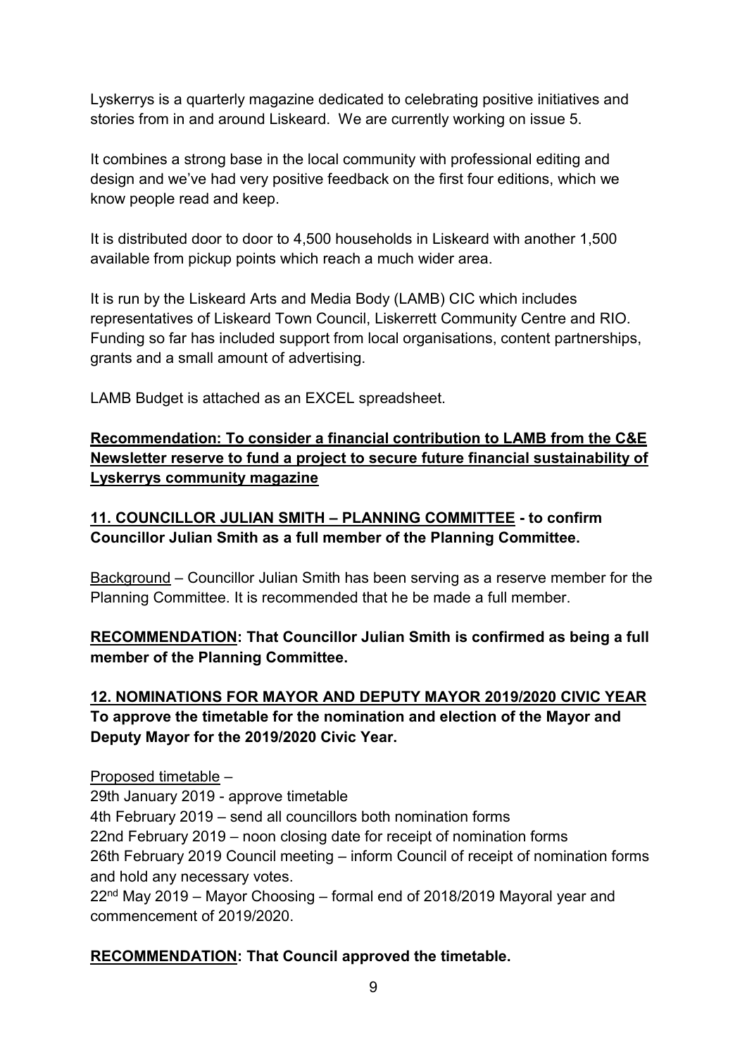Lyskerrys is a quarterly magazine dedicated to celebrating positive initiatives and stories from in and around Liskeard. We are currently working on issue 5.

It combines a strong base in the local community with professional editing and design and we've had very positive feedback on the first four editions, which we know people read and keep.

It is distributed door to door to 4,500 households in Liskeard with another 1,500 available from pickup points which reach a much wider area.

It is run by the Liskeard Arts and Media Body (LAMB) CIC which includes representatives of Liskeard Town Council, Liskerrett Community Centre and RIO. Funding so far has included support from local organisations, content partnerships, grants and a small amount of advertising.

LAMB Budget is attached as an EXCEL spreadsheet.

**Recommendation: To consider a financial contribution to LAMB from the C&E Newsletter reserve to fund a project to secure future financial sustainability of Lyskerrys community magazine**

**11. COUNCILLOR JULIAN SMITH – PLANNING COMMITTEE - to confirm Councillor Julian Smith as a full member of the Planning Committee.**

Background – Councillor Julian Smith has been serving as a reserve member for the Planning Committee. It is recommended that he be made a full member.

**RECOMMENDATION: That Councillor Julian Smith is confirmed as being a full member of the Planning Committee.**

**12. NOMINATIONS FOR MAYOR AND DEPUTY MAYOR 2019/2020 CIVIC YEAR To approve the timetable for the nomination and election of the Mayor and Deputy Mayor for the 2019/2020 Civic Year.**

Proposed timetable –
29th January 2019 - approve timetable
4th February 2019 – send all councillors both nomination forms
22nd February 2019 – noon closing date for receipt of nomination forms
26th February 2019 Council meeting – inform Council of receipt of nomination forms and hold any necessary votes.
22nd May 2019 – Mayor Choosing – formal end of 2018/2019 Mayoral year and commencement of 2019/2020.

**RECOMMENDATION: That Council approved the timetable.**